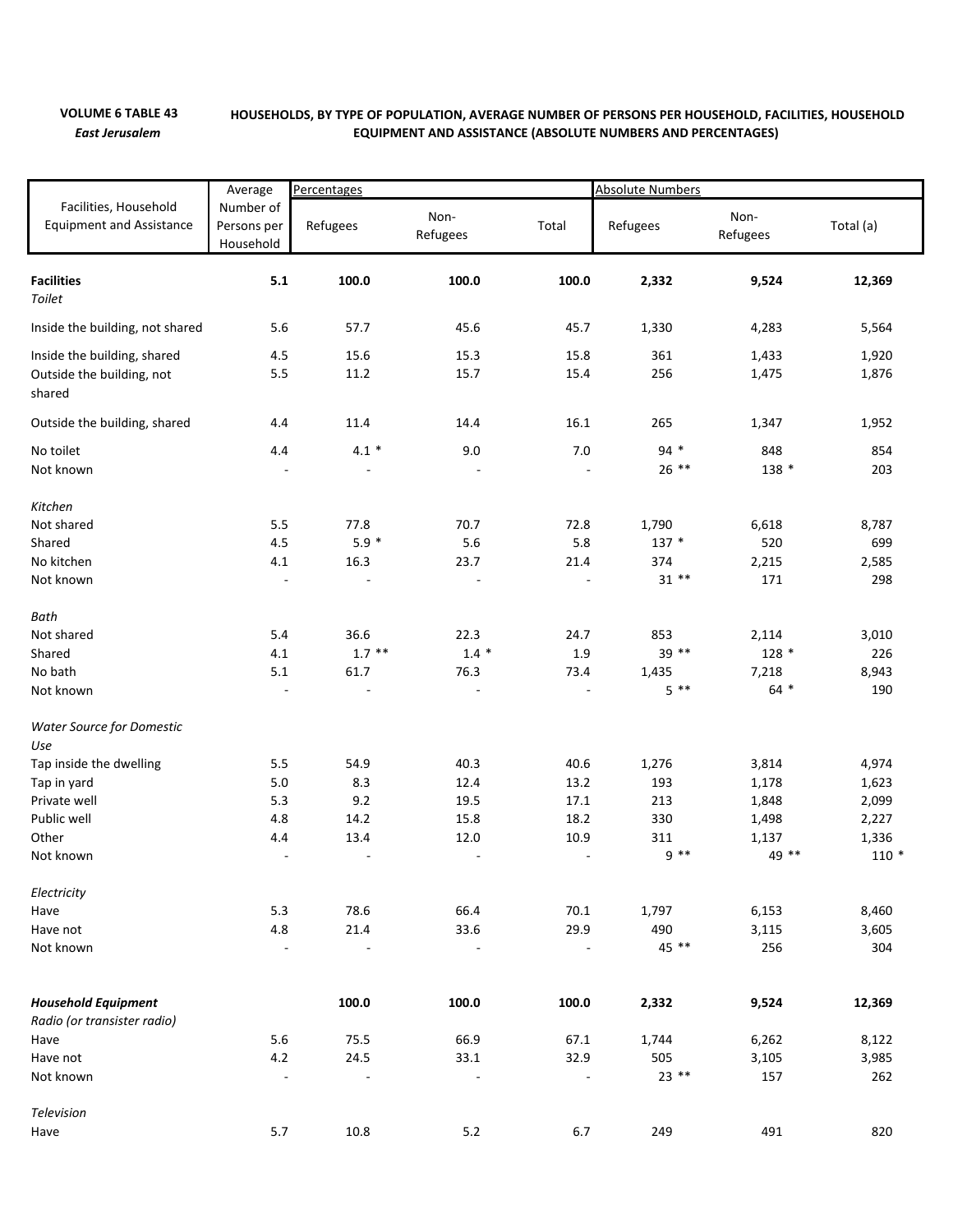**VOLUME 6 TABLE 43**
*East Jerusalem*

**HOUSEHOLDS, BY TYPE OF POPULATION, AVERAGE NUMBER OF PERSONS PER HOUSEHOLD, FACILITIES, HOUSEHOLD EQUIPMENT AND ASSISTANCE (ABSOLUTE NUMBERS AND PERCENTAGES)**

| Facilities, Household Equipment and Assistance | Average Number of Persons per Household | Percentages | | | Absolute Numbers | | |
|---|---|---|---|---|---|---|---|
| | | Refugees | Non-Refugees | Total | Refugees | Non-Refugees | Total (a) |
| **Facilities** | **5.1** | **100.0** | **100.0** | **100.0** | **2,332** | **9,524** | **12,369** |
| *Toilet* | | | | | | | |
| Inside the building, not shared | 5.6 | 57.7 | 45.6 | 45.7 | 1,330 | 4,283 | 5,564 |
| Inside the building, shared | 4.5 | 15.6 | 15.3 | 15.8 | 361 | 1,433 | 1,920 |
| Outside the building, not shared | 5.5 | 11.2 | 15.7 | 15.4 | 256 | 1,475 | 1,876 |
| Outside the building, shared | 4.4 | 11.4 | 14.4 | 16.1 | 265 | 1,347 | 1,952 |
| No toilet | 4.4 | 4.1 * | 9.0 | 7.0 | 94 * | 848 | 854 |
| Not known | - | - | - | - | 26 ** | 138 * | 203 |
| *Kitchen* | | | | | | | |
| Not shared | 5.5 | 77.8 | 70.7 | 72.8 | 1,790 | 6,618 | 8,787 |
| Shared | 4.5 | 5.9 * | 5.6 | 5.8 | 137 * | 520 | 699 |
| No kitchen | 4.1 | 16.3 | 23.7 | 21.4 | 374 | 2,215 | 2,585 |
| Not known | - | - | - | - | 31 ** | 171 | 298 |
| *Bath* | | | | | | | |
| Not shared | 5.4 | 36.6 | 22.3 | 24.7 | 853 | 2,114 | 3,010 |
| Shared | 4.1 | 1.7 ** | 1.4 * | 1.9 | 39 ** | 128 * | 226 |
| No bath | 5.1 | 61.7 | 76.3 | 73.4 | 1,435 | 7,218 | 8,943 |
| Not known | - | - | - | - | 5 ** | 64 * | 190 |
| *Water Source for Domestic Use* | | | | | | | |
| Tap inside the dwelling | 5.5 | 54.9 | 40.3 | 40.6 | 1,276 | 3,814 | 4,974 |
| Tap in yard | 5.0 | 8.3 | 12.4 | 13.2 | 193 | 1,178 | 1,623 |
| Private well | 5.3 | 9.2 | 19.5 | 17.1 | 213 | 1,848 | 2,099 |
| Public well | 4.8 | 14.2 | 15.8 | 18.2 | 330 | 1,498 | 2,227 |
| Other | 4.4 | 13.4 | 12.0 | 10.9 | 311 | 1,137 | 1,336 |
| Not known | - | - | - | - | 9 ** | 49 ** | 110 * |
| *Electricity* | | | | | | | |
| Have | 5.3 | 78.6 | 66.4 | 70.1 | 1,797 | 6,153 | 8,460 |
| Have not | 4.8 | 21.4 | 33.6 | 29.9 | 490 | 3,115 | 3,605 |
| Not known | - | - | - | - | 45 ** | 256 | 304 |
| ***Household Equipment*** | | **100.0** | **100.0** | **100.0** | **2,332** | **9,524** | **12,369** |
| *Radio (or transister radio)* | | | | | | | |
| Have | 5.6 | 75.5 | 66.9 | 67.1 | 1,744 | 6,262 | 8,122 |
| Have not | 4.2 | 24.5 | 33.1 | 32.9 | 505 | 3,105 | 3,985 |
| Not known | - | - | - | - | 23 ** | 157 | 262 |
| *Television* | | | | | | | |
| Have | 5.7 | 10.8 | 5.2 | 6.7 | 249 | 491 | 820 |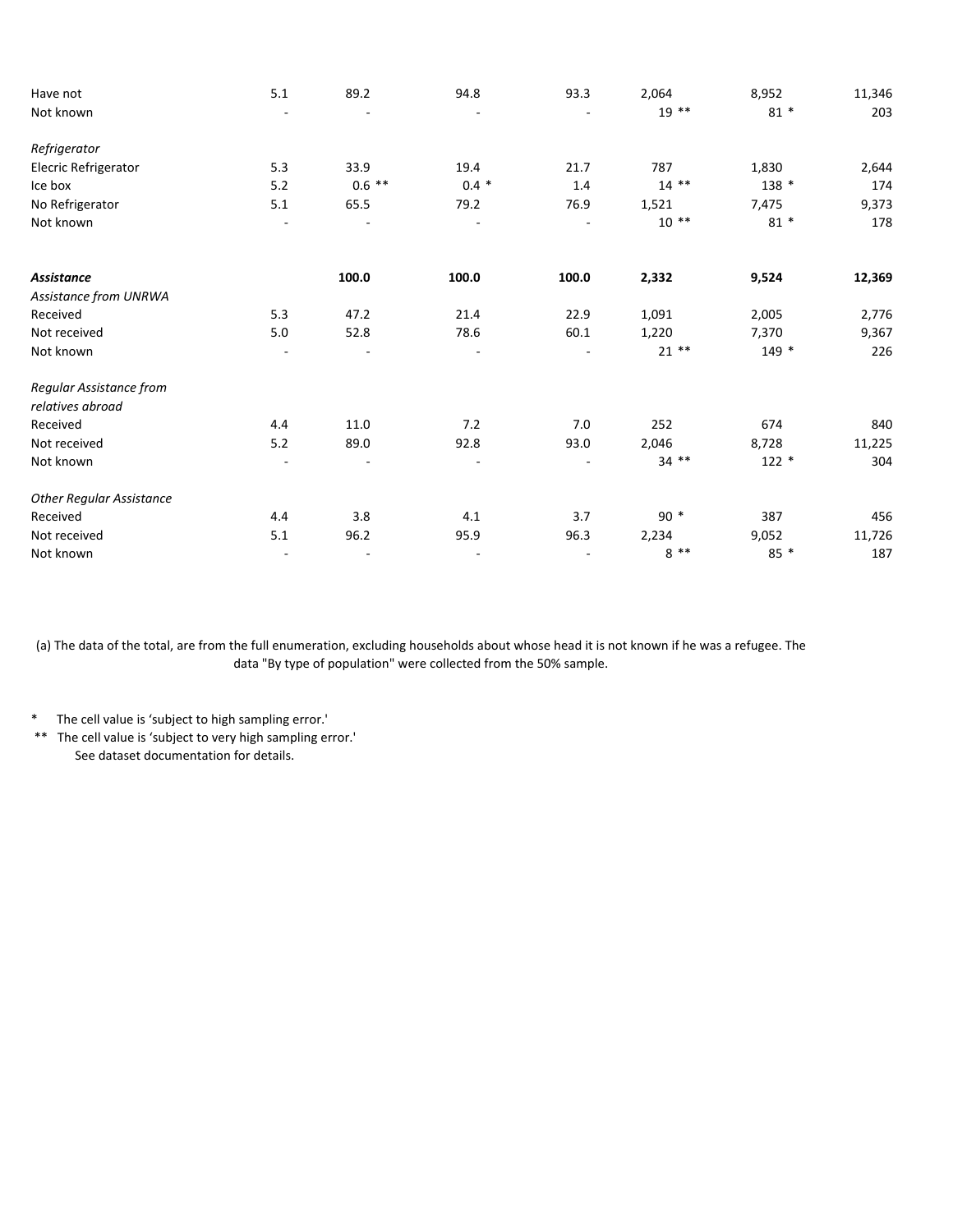| | | | | | | | |
|---|---|---|---|---|---|---|---|
| Have not | 5.1 | 89.2 | 94.8 | 93.3 | 2,064 | 8,952 | 11,346 |
| Not known | - | - | - | - | 19 ** | 81 * | 203 |
| *Refrigerator* | | | | | | | |
| Elecric Refrigerator | 5.3 | 33.9 | 19.4 | 21.7 | 787 | 1,830 | 2,644 |
| Ice box | 5.2 | 0.6 ** | 0.4 * | 1.4 | 14 ** | 138 * | 174 |
| No Refrigerator | 5.1 | 65.5 | 79.2 | 76.9 | 1,521 | 7,475 | 9,373 |
| Not known | - | - | - | - | 10 ** | 81 * | 178 |
| ***Assistance*** | | **100.0** | **100.0** | **100.0** | **2,332** | **9,524** | **12,369** |
| *Assistance from UNRWA* | | | | | | | |
| Received | 5.3 | 47.2 | 21.4 | 22.9 | 1,091 | 2,005 | 2,776 |
| Not received | 5.0 | 52.8 | 78.6 | 60.1 | 1,220 | 7,370 | 9,367 |
| Not known | - | - | - | - | 21 ** | 149 * | 226 |
| *Regular Assistance from relatives abroad* | | | | | | | |
| Received | 4.4 | 11.0 | 7.2 | 7.0 | 252 | 674 | 840 |
| Not received | 5.2 | 89.0 | 92.8 | 93.0 | 2,046 | 8,728 | 11,225 |
| Not known | - | - | - | - | 34 ** | 122 * | 304 |
| *Other Regular Assistance* | | | | | | | |
| Received | 4.4 | 3.8 | 4.1 | 3.7 | 90 * | 387 | 456 |
| Not received | 5.1 | 96.2 | 95.9 | 96.3 | 2,234 | 9,052 | 11,726 |
| Not known | - | - | - | - | 8 ** | 85 * | 187 |

(a) The data of the total, are from the full enumeration, excluding households about whose head it is not known if he was a refugee. The data "By type of population" were collected from the 50% sample.

\* The cell value is 'subject to high sampling error.'
\** The cell value is 'subject to very high sampling error.'
See dataset documentation for details.